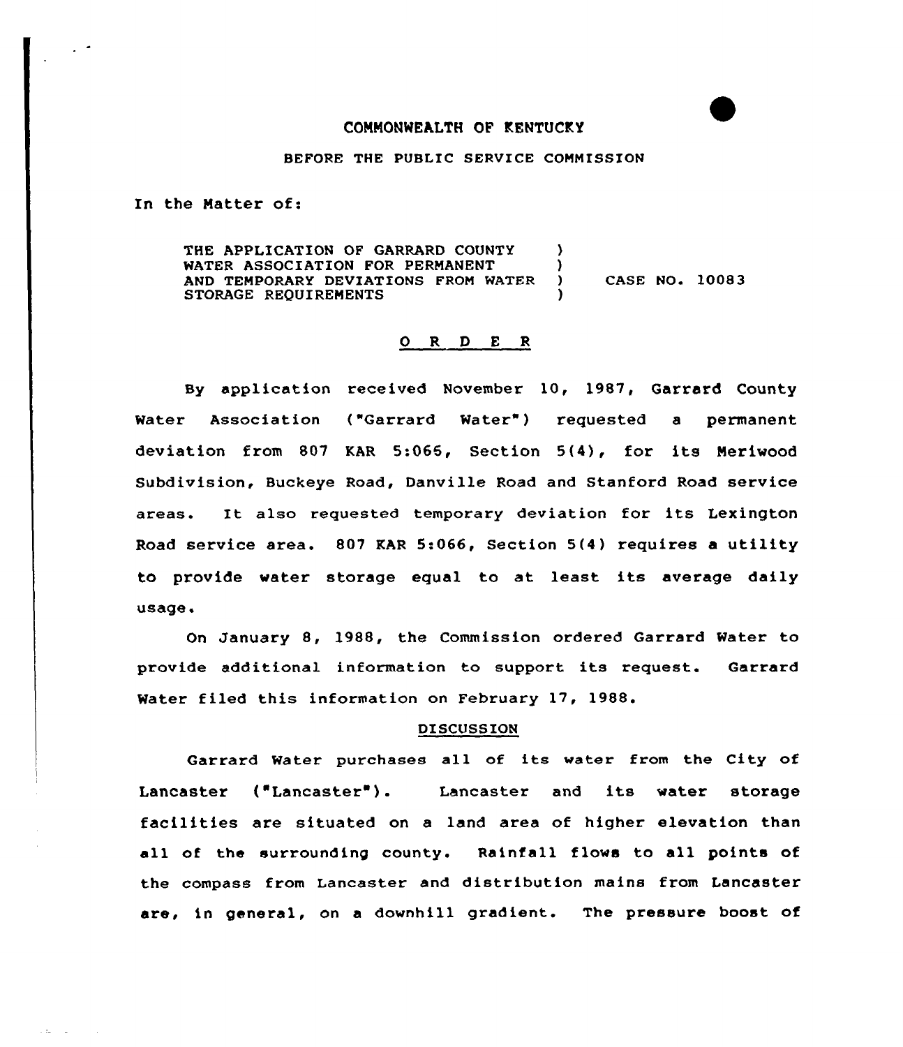COMMONWEALTH OF KENTUCKY

BEFORE THE PUBLIC SERVICE COMMISSION

In the Matter of:

| | | |
|---|---|---|
| THE APPLICATION OF GARRARD COUNTY WATER ASSOCIATION FOR PERMANENT AND TEMPORARY DEVIATIONS FROM WATER STORAGE REQUIREMENTS | ) ) ) ) | CASE NO. 10083 |

## O R D E R

By application received November 10, 1987, Garrard County Water Association ("Garrard Water") requested a permanent deviation from 807 KAR 5:066, Section 5(4), for its Meriwood Subdivision, Buckeye Road, Danville Road and Stanford Road service areas. It also requested temporary deviation for its Lexington Road service area. 807 KAR 5:066, Section 5(4) requires a utility to provide water storage equal to at least its average daily usage.

On January 8, 1988, the Commission ordered Garrard Water to provide additional information to support its request. Garrard Water filed this information on February 17, 1988.

### DISCUSSION

Garrard Water purchases all of its water from the City of Lancaster ("Lancaster"). Lancaster and its water storage facilities are situated on a land area of higher elevation than all of the surrounding county. Rainfall flows to all points of the compass from Lancaster and distribution mains from Lancaster are, in general, on a downhill gradient. The pressure boost of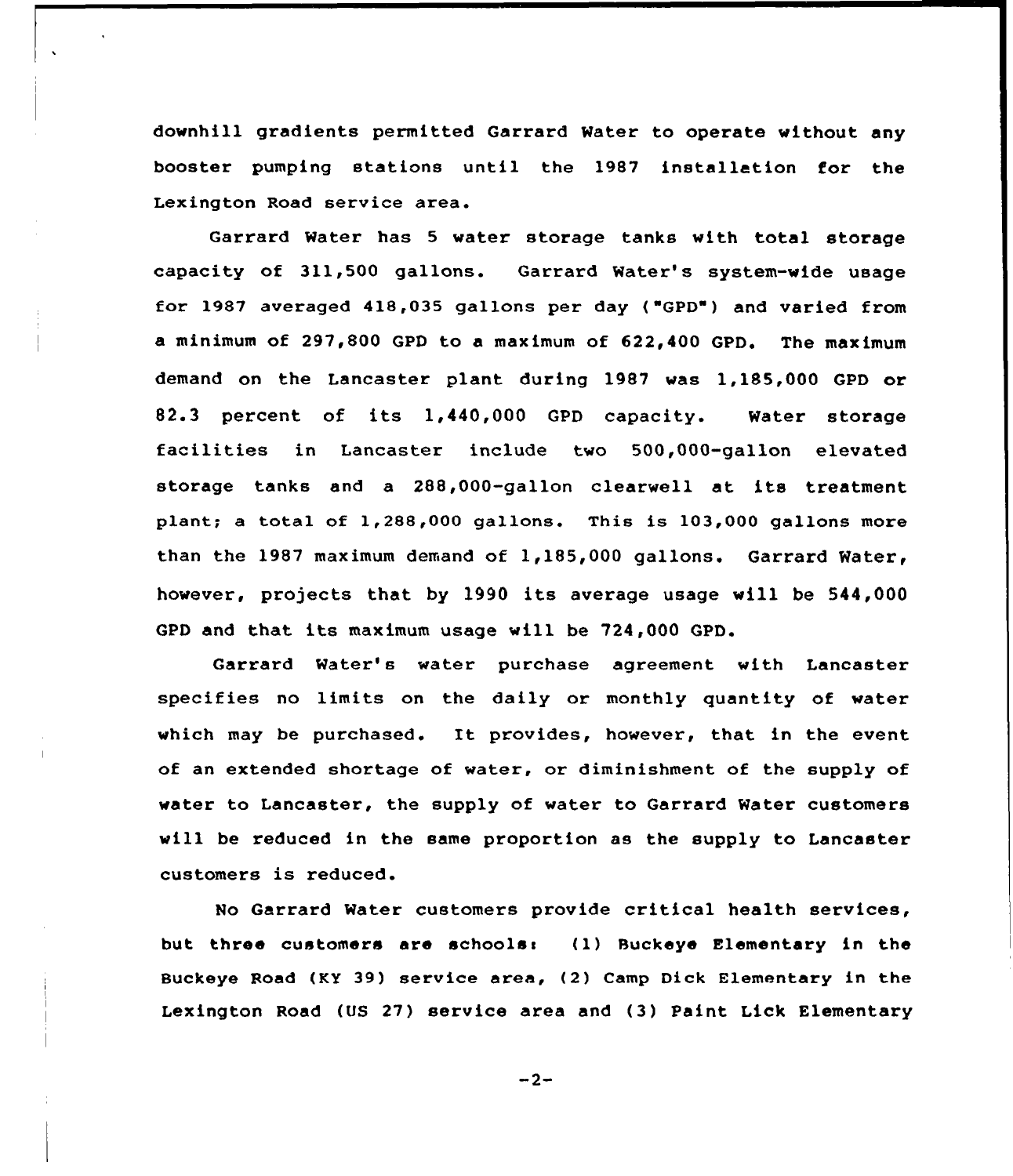downhill gradients permitted Garrard Water to operate without any booster pumping stations until the 1987 installation for the Lexington Road service area.

Garrard Water has 5 water storage tanks with total storage capacity of 311,500 gallons. Garrard Water's system-wide usage for 1987 averaged 418,035 gallons per day ("GPD") and varied from a minimum of 297,800 GPD to a maximum of 622,400 GPD. The maximum demand on the Lancaster plant during 1987 was 1,185,000 GPD or 82.3 percent of its 1,440,000 GPD capacity. Water storage facilities in Lancaster include two 500,000-gallon elevated storage tanks and a 288,000-gallon clearwell at its treatment plant; a total of 1,288,000 gallons. This is 103,000 gallons more than the 1987 maximum demand of 1,185,000 gallons. Garrard Water, however, projects that by 1990 its average usage will be 544,000 GPD and that its maximum usage will be 724,000 GPD.

Garrard Water's water purchase agreement with Lancaster specifies no limits on the daily or monthly quantity of water which may be purchased. It provides, however, that in the event of an extended shortage of water, or diminishment of the supply of water to Lancaster, the supply of water to Garrard Water customers will be reduced in the same proportion as the supply to Lancaster customers is reduced.

No Garrard Water customers provide critical health services, but three customers are schools: (1) Buckeye Elementary in the Buckeye Road (KY 39) service area, (2) Camp Dick Elementary in the Lexington Road (US 27) service area and (3) Paint Lick Elementary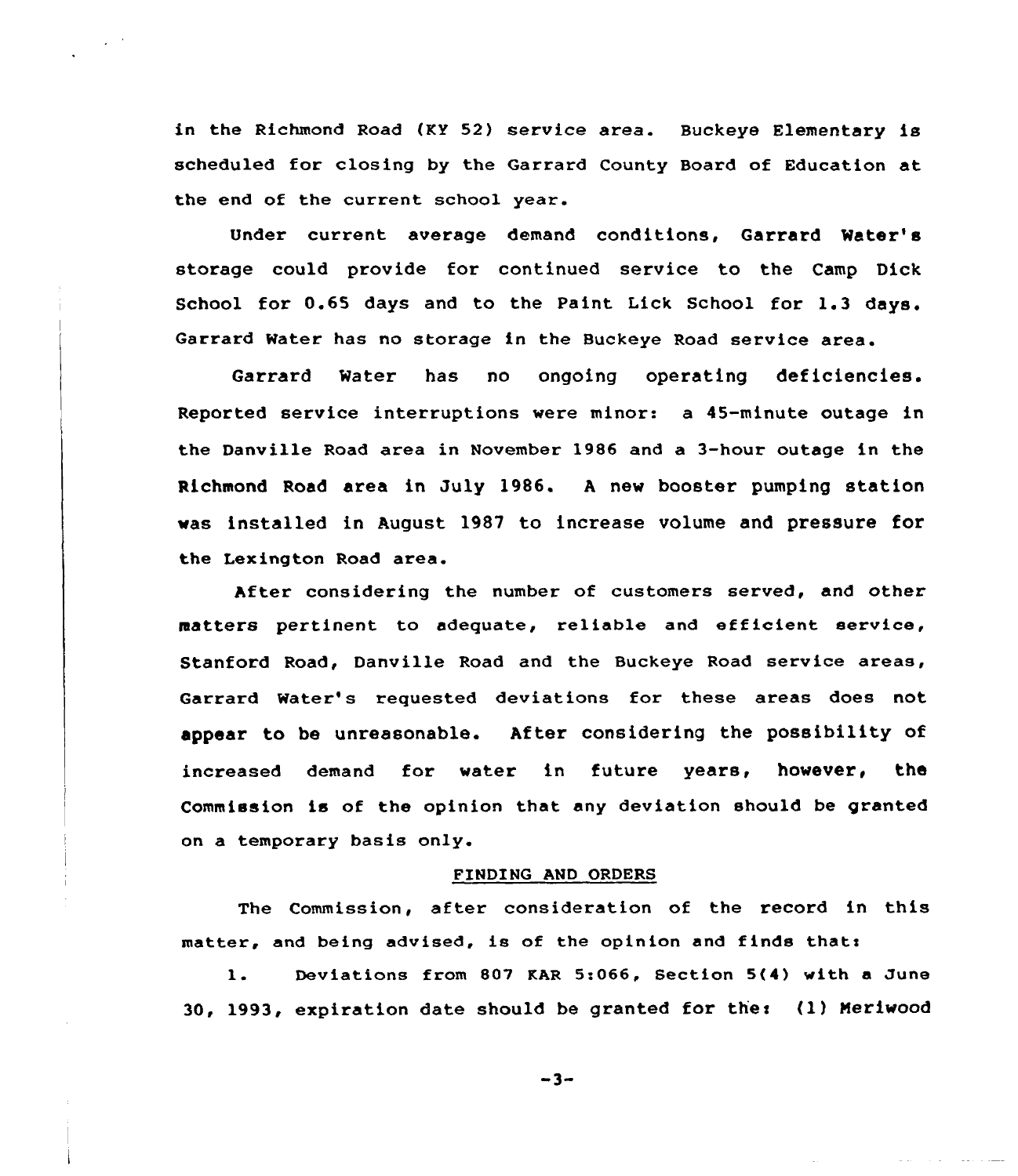in the Richmond Road (KY 52) service area. Buckeye Elementary is scheduled for closing by the Garrard County Board of Education at the end of the current school year.

Under current average demand conditions, Garrard Water's storage could provide for continued service to the Camp Dick School for 0.65 days and to the Paint Lick School for 1.3 days. Garrard Water has no storage in the Buckeye Road service area.

Garrard Water has no ongoing operating deficiencies. Reported service interruptions were minor: a 45-minute outage in the Danville Road area in November 1986 and a 3-hour outage in the Richmond Road area in July 1986. A new booster pumping station was installed in August 1987 to increase volume and pressure for the Lexington Road area.

After considering the number of customers served, and other matters pertinent to adequate, reliable and efficient service, Stanford Road, Danville Road and the Buckeye Road service areas, Garrard Water's requested deviations for these areas does not appear to be unreasonable. After considering the possibility of increased demand for water in future years, however, the Commission is of the opinion that any deviation should be granted on a temporary basis only.

## FINDING AND ORDERS

The Commission, after consideration of the record in this matter, and being advised, is of the opinion and finds that:

1. Deviations from 807 KAR 5:066, Section 5(4) with a June 30, 1993, expiration date should be granted for the: (1) Meriwood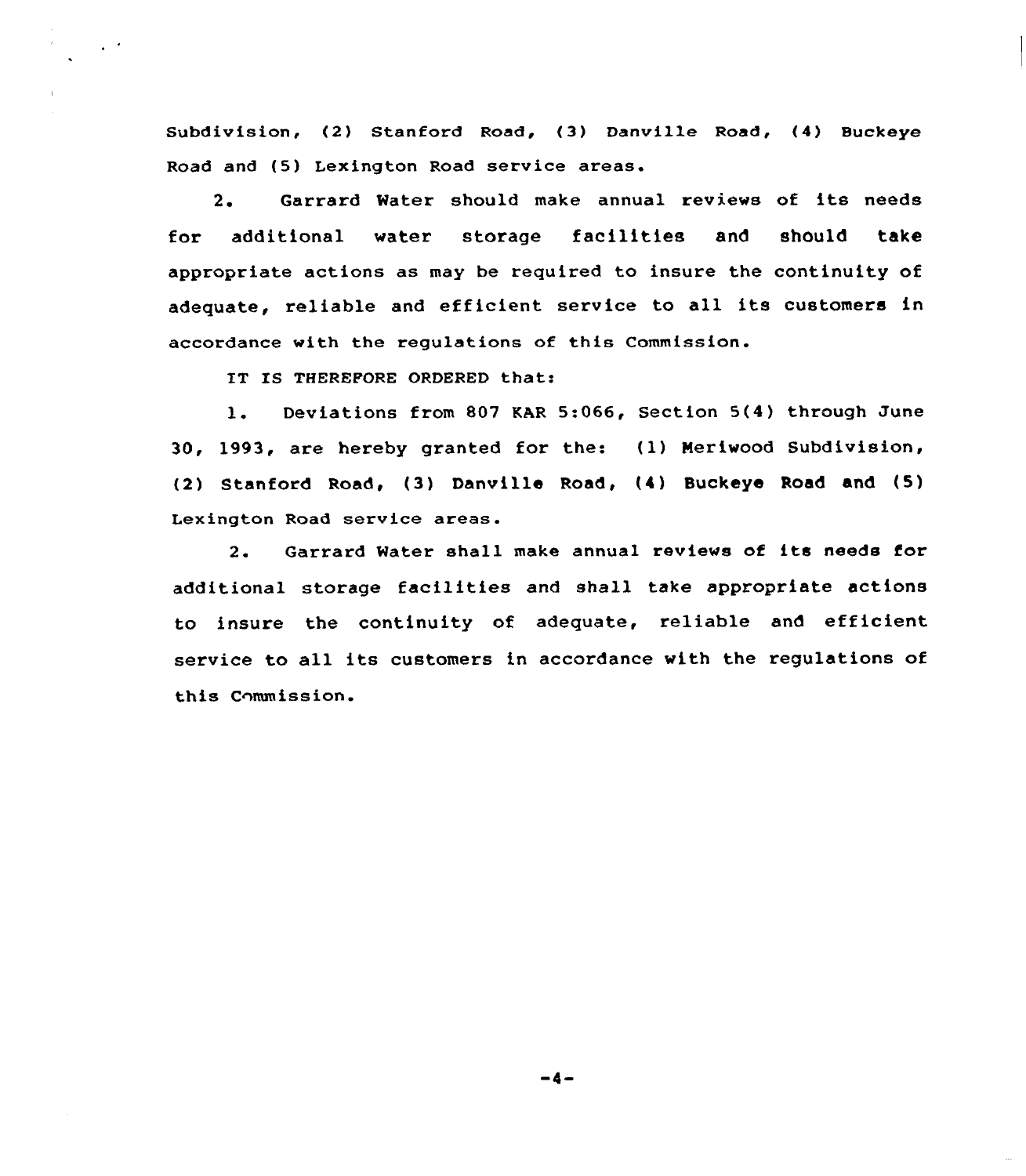Subdivision, (2) Stanford Road, (3) Danville Road, (4) Buckeye Road and (5) Lexington Road service areas.

2. Garrard Water should make annual reviews of its needs for additional water storage facilities and should take appropriate actions as may be required to insure the continuity of adequate, reliable and efficient service to all its customers in accordance with the regulations of this Commission.

IT IS THEREFORE ORDERED that:

1. Deviations from 807 KAR 5:066, Section 5(4) through June 30, 1993, are hereby granted for the: (1) Meriwood Subdivision, (2) Stanford Road, (3) Danville Road, (4) Buckeye Road and (5) Lexington Road service areas.

2. Garrard Water shall make annual reviews of its needs for additional storage facilities and shall take appropriate actions to insure the continuity of adequate, reliable and efficient service to all its customers in accordance with the regulations of this Commission.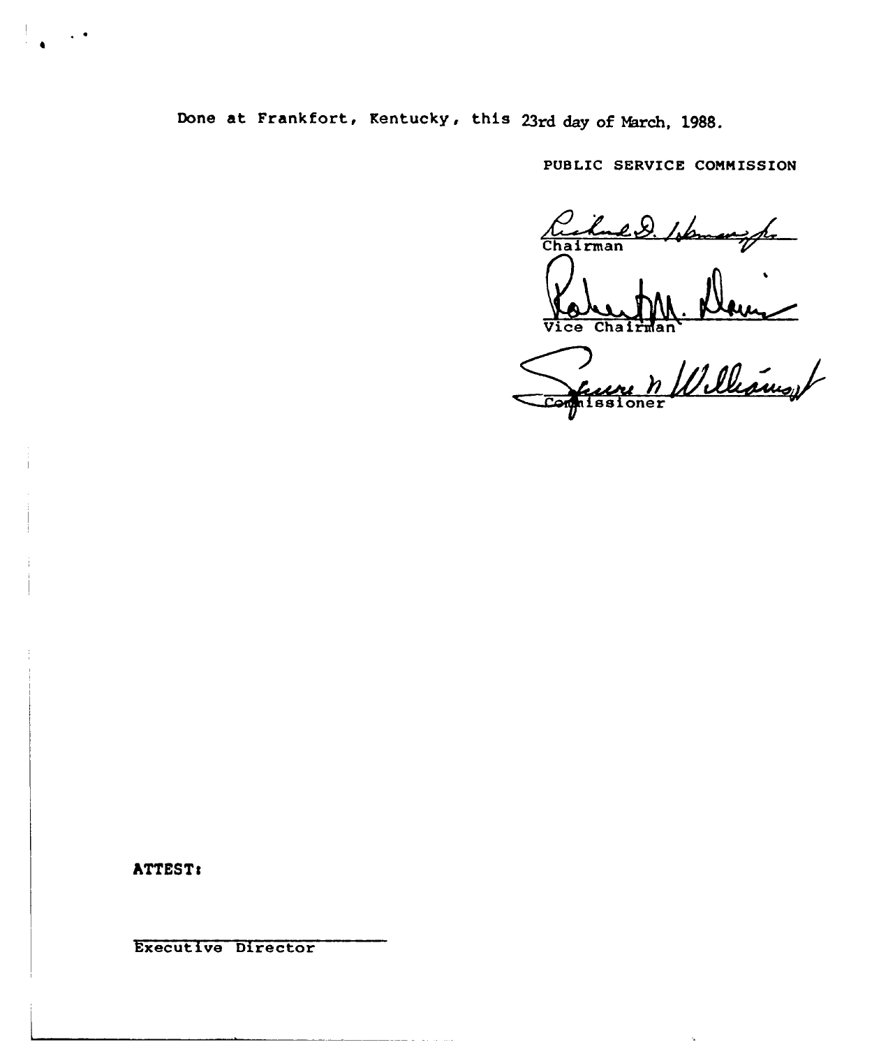Done at Frankfort, Kentucky, this 23rd day of March, 1988.

PUBLIC SERVICE COMMISSION

Chairman

Vice Chairman

Commissioner

ATTEST:

Executive Director